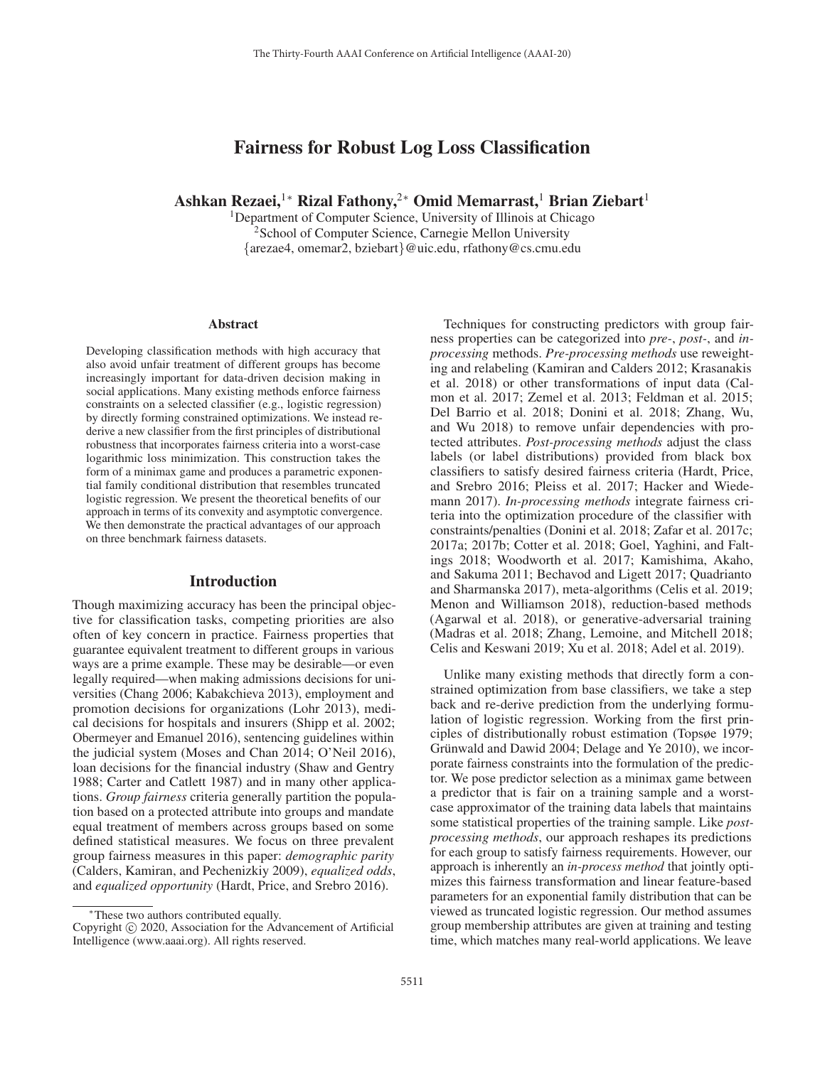# Fairness for Robust Log Loss Classification

**Ashkan Rezaei,[1]* Rizal Fathony,[2]* Omid Memarrast,[1] Brian Ziebart[1]**

[1]Department of Computer Science, University of Illinois at Chicago
[2]School of Computer Science, Carnegie Mellon University
{arezae4, omemar2, bziebart}@uic.edu, rfathony@cs.cmu.edu

## Abstract

Developing classification methods with high accuracy that also avoid unfair treatment of different groups has become increasingly important for data-driven decision making in social applications. Many existing methods enforce fairness constraints on a selected classifier (e.g., logistic regression) by directly forming constrained optimizations. We instead rederive a new classifier from the first principles of distributional robustness that incorporates fairness criteria into a worst-case logarithmic loss minimization. This construction takes the form of a minimax game and produces a parametric exponential family conditional distribution that resembles truncated logistic regression. We present the theoretical benefits of our approach in terms of its convexity and asymptotic convergence. We then demonstrate the practical advantages of our approach on three benchmark fairness datasets.

## Introduction

Though maximizing accuracy has been the principal objective for classification tasks, competing priorities are also often of key concern in practice. Fairness properties that guarantee equivalent treatment to different groups in various ways are a prime example. These may be desirable—or even legally required—when making admissions decisions for universities (Chang 2006; Kabakchieva 2013), employment and promotion decisions for organizations (Lohr 2013), medical decisions for hospitals and insurers (Shipp et al. 2002; Obermeyer and Emanuel 2016), sentencing guidelines within the judicial system (Moses and Chan 2014; O'Neil 2016), loan decisions for the financial industry (Shaw and Gentry 1988; Carter and Catlett 1987) and in many other applications. *Group fairness* criteria generally partition the population based on a protected attribute into groups and mandate equal treatment of members across groups based on some defined statistical measures. We focus on three prevalent group fairness measures in this paper: *demographic parity* (Calders, Kamiran, and Pechenizkiy 2009), *equalized odds*, and *equalized opportunity* (Hardt, Price, and Srebro 2016).

Techniques for constructing predictors with group fairness properties can be categorized into *pre-*, *post-*, and *in-processing* methods. *Pre-processing methods* use reweighting and relabeling (Kamiran and Calders 2012; Krasanakis et al. 2018) or other transformations of input data (Calmon et al. 2017; Zemel et al. 2013; Feldman et al. 2015; Del Barrio et al. 2018; Donini et al. 2018; Zhang, Wu, and Wu 2018) to remove unfair dependencies with protected attributes. *Post-processing methods* adjust the class labels (or label distributions) provided from black box classifiers to satisfy desired fairness criteria (Hardt, Price, and Srebro 2016; Pleiss et al. 2017; Hacker and Wiedemann 2017). *In-processing methods* integrate fairness criteria into the optimization procedure of the classifier with constraints/penalties (Donini et al. 2018; Zafar et al. 2017c; 2017a; 2017b; Cotter et al. 2018; Goel, Yaghini, and Faltings 2018; Woodworth et al. 2017; Kamishima, Akaho, and Sakuma 2011; Bechavod and Ligett 2017; Quadrianto and Sharmanska 2017), meta-algorithms (Celis et al. 2019; Menon and Williamson 2018), reduction-based methods (Agarwal et al. 2018), or generative-adversarial training (Madras et al. 2018; Zhang, Lemoine, and Mitchell 2018; Celis and Keswani 2019; Xu et al. 2018; Adel et al. 2019).

Unlike many existing methods that directly form a constrained optimization from base classifiers, we take a step back and re-derive prediction from the underlying formulation of logistic regression. Working from the first principles of distributionally robust estimation (Topsøe 1979; Grünwald and Dawid 2004; Delage and Ye 2010), we incorporate fairness constraints into the formulation of the predictor. We pose predictor selection as a minimax game between a predictor that is fair on a training sample and a worst-case approximator of the training data labels that maintains some statistical properties of the training sample. Like *post-processing methods*, our approach reshapes its predictions for each group to satisfy fairness requirements. However, our approach is inherently an *in-process method* that jointly optimizes this fairness transformation and linear feature-based parameters for an exponential family distribution that can be viewed as truncated logistic regression. Our method assumes group membership attributes are given at training and testing time, which matches many real-world applications. We leave

*These two authors contributed equally.
Copyright © 2020, Association for the Advancement of Artificial Intelligence (www.aaai.org). All rights reserved.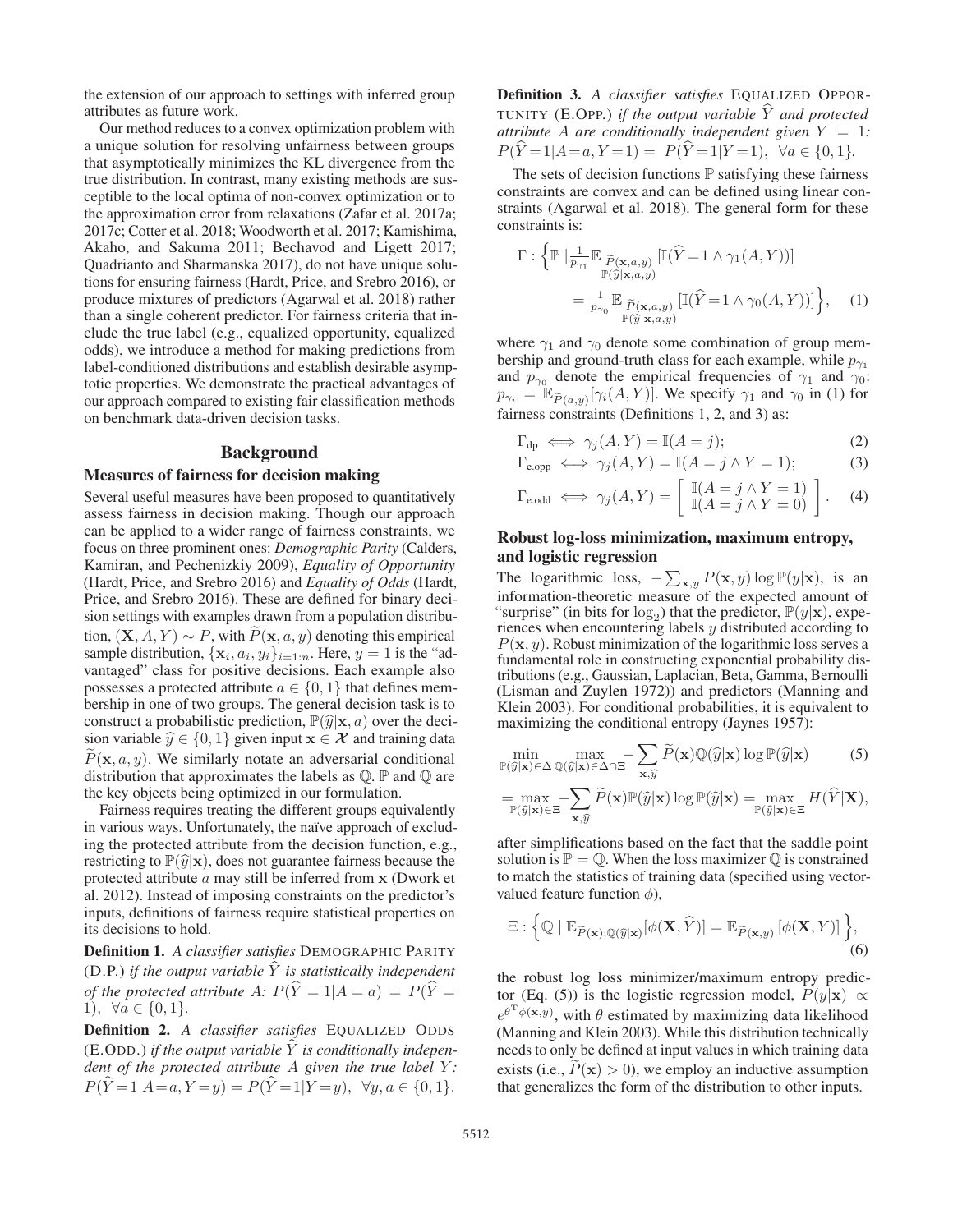the extension of our approach to settings with inferred group attributes as future work.

Our method reduces to a convex optimization problem with a unique solution for resolving unfairness between groups that asymptotically minimizes the KL divergence from the true distribution. In contrast, many existing methods are susceptible to the local optima of non-convex optimization or to the approximation error from relaxations (Zafar et al. 2017a; 2017c; Cotter et al. 2018; Woodworth et al. 2017; Kamishima, Akaho, and Sakuma 2011; Bechavod and Ligett 2017; Quadrianto and Sharmanska 2017), do not have unique solutions for ensuring fairness (Hardt, Price, and Srebro 2016), or produce mixtures of predictors (Agarwal et al. 2018) rather than a single coherent predictor. For fairness criteria that include the true label (e.g., equalized opportunity, equalized odds), we introduce a method for making predictions from label-conditioned distributions and establish desirable asymptotic properties. We demonstrate the practical advantages of our approach compared to existing fair classification methods on benchmark data-driven decision tasks.

## Background

### Measures of fairness for decision making

Several useful measures have been proposed to quantitatively assess fairness in decision making. Though our approach can be applied to a wider range of fairness constraints, we focus on three prominent ones: *Demographic Parity* (Calders, Kamiran, and Pechenizkiy 2009), *Equality of Opportunity* (Hardt, Price, and Srebro 2016) and *Equality of Odds* (Hardt, Price, and Srebro 2016). These are defined for binary decision settings with examples drawn from a population distribution, $(\mathbf{X}, A, Y) \sim P$, with $\widetilde{P}(\mathbf{x}, a, y)$ denoting this empirical sample distribution, $\{\mathbf{x}_i, a_i, y_i\}_{i=1:n}$. Here, $y = 1$ is the "advantaged" class for positive decisions. Each example also possesses a protected attribute $a \in \{0, 1\}$ that defines membership in one of two groups. The general decision task is to construct a probabilistic prediction, $\mathbb{P}(\widehat{y}|\mathbf{x}, a)$ over the decision variable $\widehat{y} \in \{0, 1\}$ given input $\mathbf{x} \in \boldsymbol{\mathcal{X}}$ and training data $\widetilde{P}(\mathbf{x}, a, y)$. We similarly notate an adversarial conditional distribution that approximates the labels as $\mathbb{Q}$. $\mathbb{P}$ and $\mathbb{Q}$ are the key objects being optimized in our formulation.

Fairness requires treating the different groups equivalently in various ways. Unfortunately, the naïve approach of excluding the protected attribute from the decision function, e.g., restricting to $\mathbb{P}(\widehat{y}|\mathbf{x})$, does not guarantee fairness because the protected attribute $a$ may still be inferred from $\mathbf{x}$ (Dwork et al. 2012). Instead of imposing constraints on the predictor's inputs, definitions of fairness require statistical properties on its decisions to hold.

**Definition 1.** *A classifier satisfies* DEMOGRAPHIC PARITY (D.P.) *if the output variable $\widehat{Y}$ is statistically independent of the protected attribute $A$: $P(\widehat{Y}=1|A=a) = P(\widehat{Y}=1), \ \forall a \in \{0, 1\}$.*

**Definition 2.** *A classifier satisfies* EQUALIZED ODDS (E.ODD.) *if the output variable $\widehat{Y}$ is conditionally independent of the protected attribute $A$ given the true label $Y$: $P(\widehat{Y}=1|A=a, Y=y) = P(\widehat{Y}=1|Y=y), \ \forall y, a \in \{0, 1\}$.*

**Definition 3.** *A classifier satisfies* EQUALIZED OPPORTUNITY (E.OPP.) *if the output variable $\widehat{Y}$ and protected attribute $A$ are conditionally independent given $Y = 1$: $P(\widehat{Y}=1|A=a, Y=1) = P(\widehat{Y}=1|Y=1), \ \forall a \in \{0, 1\}$.*

The sets of decision functions $\mathbb{P}$ satisfying these fairness constraints are convex and can be defined using linear constraints (Agarwal et al. 2018). The general form for these constraints is:

$$\Gamma : \Big\{ \mathbb{P} \mid \tfrac{1}{p_{\gamma_1}} \mathbb{E}_{\substack{\widetilde{P}(\mathbf{x},a,y) \\ \mathbb{P}(\widehat{y}|\mathbf{x},a,y)}} \left[ \mathbb{I}(\widehat{Y}=1 \wedge \gamma_1(A, Y)) \right] = \tfrac{1}{p_{\gamma_0}} \mathbb{E}_{\substack{\widetilde{P}(\mathbf{x},a,y) \\ \mathbb{P}(\widehat{y}|\mathbf{x},a,y)}} \left[ \mathbb{I}(\widehat{Y}=1 \wedge \gamma_0(A, Y)) \right] \Big\}, \quad (1)$$

where $\gamma_1$ and $\gamma_0$ denote some combination of group membership and ground-truth class for each example, while $p_{\gamma_1}$ and $p_{\gamma_0}$ denote the empirical frequencies of $\gamma_1$ and $\gamma_0$: $p_{\gamma_i} = \mathbb{E}_{\widetilde{P}(a,y)}[\gamma_i(A, Y)]$. We specify $\gamma_1$ and $\gamma_0$ in (1) for fairness constraints (Definitions 1, 2, and 3) as:

$$\Gamma_{\text{dp}} \iff \gamma_j(A, Y) = \mathbb{I}(A = j); \quad (2)$$

$$\Gamma_{\text{e.opp}} \iff \gamma_j(A, Y) = \mathbb{I}(A = j \wedge Y = 1); \quad (3)$$

$$\Gamma_{\text{e.odd}} \iff \gamma_j(A, Y) = \begin{bmatrix} \mathbb{I}(A = j \wedge Y = 1) \\ \mathbb{I}(A = j \wedge Y = 0) \end{bmatrix}. \quad (4)$$

### Robust log-loss minimization, maximum entropy, and logistic regression

The logarithmic loss, $-\sum_{\mathbf{x},y} P(\mathbf{x}, y) \log \mathbb{P}(y|\mathbf{x})$, is an information-theoretic measure of the expected amount of "surprise" (in bits for $\log_2$) that the predictor, $\mathbb{P}(y|\mathbf{x})$, experiences when encountering labels $y$ distributed according to $P(\mathbf{x}, y)$. Robust minimization of the logarithmic loss serves a fundamental role in constructing exponential probability distributions (e.g., Gaussian, Laplacian, Beta, Gamma, Bernoulli (Lisman and Zuylen 1972)) and predictors (Manning and Klein 2003). For conditional probabilities, it is equivalent to maximizing the conditional entropy (Jaynes 1957):

$$\min_{\mathbb{P}(\widehat{y}|\mathbf{x}) \in \Delta} \max_{\mathbb{Q}(\widehat{y}|\mathbf{x}) \in \Delta \cap \Xi} - \sum_{\mathbf{x},\widehat{y}} \widetilde{P}(\mathbf{x}) \mathbb{Q}(\widehat{y}|\mathbf{x}) \log \mathbb{P}(\widehat{y}|\mathbf{x}) \quad (5)$$

$$= \max_{\mathbb{P}(\widehat{y}|\mathbf{x}) \in \Xi} - \sum_{\mathbf{x},\widehat{y}} \widetilde{P}(\mathbf{x}) \mathbb{P}(\widehat{y}|\mathbf{x}) \log \mathbb{P}(\widehat{y}|\mathbf{x}) = \max_{\mathbb{P}(\widehat{y}|\mathbf{x}) \in \Xi} H(\widehat{Y}|\mathbf{X}),$$

after simplifications based on the fact that the saddle point solution is $\mathbb{P} = \mathbb{Q}$. When the loss maximizer $\mathbb{Q}$ is constrained to match the statistics of training data (specified using vector-valued feature function $\phi$),

$$\Xi : \Big\{ \mathbb{Q} \mid \mathbb{E}_{\widetilde{P}(\mathbf{x});\mathbb{Q}(\widehat{y}|\mathbf{x})}[\phi(\mathbf{X}, \widehat{Y})] = \mathbb{E}_{\widetilde{P}(\mathbf{x},y)} \left[ \phi(\mathbf{X}, Y) \right] \Big\}, \quad (6)$$

the robust log loss minimizer/maximum entropy predictor (Eq. (5)) is the logistic regression model, $P(y|\mathbf{x}) \propto e^{\theta^{\mathrm{T}} \phi(\mathbf{x},y)}$, with $\theta$ estimated by maximizing data likelihood (Manning and Klein 2003). While this distribution technically needs to only be defined at input values in which training data exists (i.e., $\widetilde{P}(\mathbf{x}) > 0$), we employ an inductive assumption that generalizes the form of the distribution to other inputs.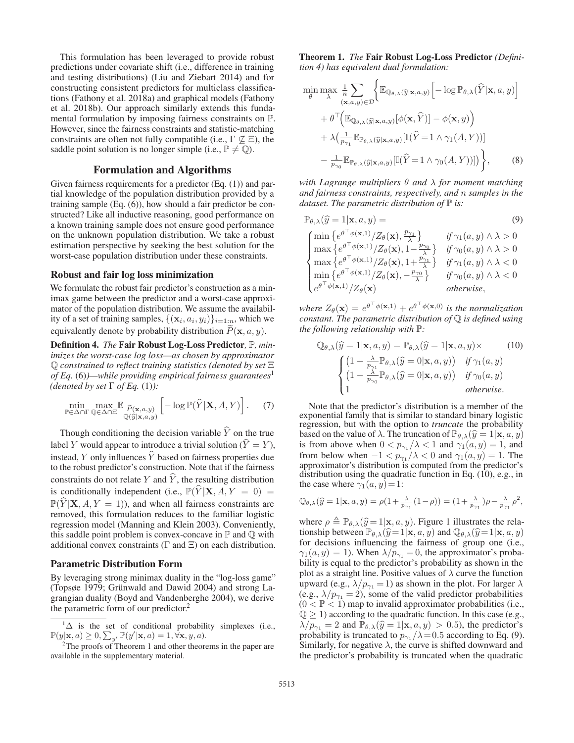This formulation has been leveraged to provide robust predictions under covariate shift (i.e., difference in training and testing distributions) (Liu and Ziebart 2014) and for constructing consistent predictors for multiclass classifications (Fathony et al. 2018a) and graphical models (Fathony et al. 2018b). Our approach similarly extends this fundamental formulation by imposing fairness constraints on $\mathbb{P}$. However, since the fairness constraints and statistic-matching constraints are often not fully compatible (i.e., $\Gamma \not\subseteq \Xi$), the saddle point solution is no longer simple (i.e., $\mathbb{P} \neq \mathbb{Q}$).

## Formulation and Algorithms

Given fairness requirements for a predictor (Eq. (1)) and partial knowledge of the population distribution provided by a training sample (Eq. (6)), how should a fair predictor be constructed? Like all inductive reasoning, good performance on a known training sample does not ensure good performance on the unknown population distribution. We take a robust estimation perspective by seeking the best solution for the worst-case population distribution under these constraints.

### Robust and fair log loss minimization

We formulate the robust fair predictor's construction as a minimax game between the predictor and a worst-case approximator of the population distribution. We assume the availability of a set of training samples, $\{(\mathbf{x}_i, a_i, y_i)\}_{i=1:n}$, which we equivalently denote by probability distribution $\widetilde{P}(\mathbf{x}, a, y)$.

**Definition 4.** *The* **Fair Robust Log-Loss Predictor***, $\mathbb{P}$, minimizes the worst-case log loss—as chosen by approximator $\mathbb{Q}$ constrained to reflect training statistics (denoted by set $\Xi$ of Eq. (6))—while providing empirical fairness guarantees*[1] *(denoted by set $\Gamma$ of Eq. (1)):*

$$\min_{\mathbb{P} \in \Delta \cap \Gamma} \max_{\mathbb{Q} \in \Delta \cap \Xi} \mathbb{E}_{\substack{\widetilde{P}(\mathbf{x},a,y) \\ \mathbb{Q}(\widehat{y}|\mathbf{x},a,y)}} \left[ -\log \mathbb{P}(\widehat{Y}|\mathbf{X}, A, Y) \right]. \quad (7)$$

Though conditioning the decision variable $\widehat{Y}$ on the true label $Y$ would appear to introduce a trivial solution ($\widehat{Y} = Y$), instead, $Y$ only influences $\widehat{Y}$ based on fairness properties due to the robust predictor's construction. Note that if the fairness constraints do not relate $Y$ and $\widehat{Y}$, the resulting distribution is conditionally independent (i.e., $\mathbb{P}(\widehat{Y}|\mathbf{X}, A, Y = 0) = \mathbb{P}(\widehat{Y}|\mathbf{X}, A, Y = 1)$), and when all fairness constraints are removed, this formulation reduces to the familiar logistic regression model (Manning and Klein 2003). Conveniently, this saddle point problem is convex-concave in $\mathbb{P}$ and $\mathbb{Q}$ with additional convex constraints ($\Gamma$ and $\Xi$) on each distribution.

### Parametric Distribution Form

By leveraging strong minimax duality in the "log-loss game" (Topsøe 1979; Grünwald and Dawid 2004) and strong Lagrangian duality (Boyd and Vandenberghe 2004), we derive the parametric form of our predictor.[2]

**Theorem 1.** *The* **Fair Robust Log-Loss Predictor** *(Definition 4) has equivalent dual formulation:*

$$\begin{aligned} \min_{\theta} \max_{\lambda} \ \frac{1}{n} \sum_{(\mathbf{x},a,y) \in \mathcal{D}} \bigg\{ & \mathbb{E}_{\mathbb{Q}_{\theta,\lambda}(\widehat{y}|\mathbf{x},a,y)} \Big[ -\log \mathbb{P}_{\theta,\lambda}(\widehat{Y}|\mathbf{x}, a, y) \Big] \\ & + \theta^{\top} \Big( \mathbb{E}_{\mathbb{Q}_{\theta,\lambda}(\widehat{y}|\mathbf{x},a,y)} [\phi(\mathbf{x}, \widehat{Y})] - \phi(\mathbf{x}, y) \Big) \\ & + \lambda \Big( \tfrac{1}{p_{\gamma_1}} \mathbb{E}_{\mathbb{P}_{\theta,\lambda}(\widehat{y}|\mathbf{x},a,y)} [\mathbb{I}(\widehat{Y} = 1 \wedge \gamma_1(A, Y))] \\ & - \tfrac{1}{p_{\gamma_0}} \mathbb{E}_{\mathbb{P}_{\theta,\lambda}(\widehat{y}|\mathbf{x},a,y)} [\mathbb{I}(\widehat{Y} = 1 \wedge \gamma_0(A, Y))] \Big) \bigg\}, \end{aligned} \quad (8)$$

*with Lagrange multipliers $\theta$ and $\lambda$ for moment matching and fairness constraints, respectively, and $n$ samples in the dataset. The parametric distribution of $\mathbb{P}$ is:*

$$\mathbb{P}_{\theta,\lambda}(\widehat{y} = 1|\mathbf{x}, a, y) = \quad (9)$$

$$\begin{cases} \min\left\{ e^{\theta^{\top}\phi(\mathbf{x},1)}/Z_{\theta}(\mathbf{x}), \frac{p_{\gamma_1}}{\lambda} \right\} & \text{if } \gamma_1(a, y) \wedge \lambda > 0 \\ \max\left\{ e^{\theta^{\top}\phi(\mathbf{x},1)}/Z_{\theta}(\mathbf{x}), 1 - \frac{p_{\gamma_0}}{\lambda} \right\} & \text{if } \gamma_0(a, y) \wedge \lambda > 0 \\ \max\left\{ e^{\theta^{\top}\phi(\mathbf{x},1)}/Z_{\theta}(\mathbf{x}), 1 + \frac{p_{\gamma_1}}{\lambda} \right\} & \text{if } \gamma_1(a, y) \wedge \lambda < 0 \\ \min\left\{ e^{\theta^{\top}\phi(\mathbf{x},1)}/Z_{\theta}(\mathbf{x}), -\frac{p_{\gamma_0}}{\lambda} \right\} & \text{if } \gamma_0(a, y) \wedge \lambda < 0 \\ e^{\theta^{\top}\phi(\mathbf{x},1)}/Z_{\theta}(\mathbf{x}) & \text{otherwise,} \end{cases}$$

*where $Z_{\theta}(\mathbf{x}) = e^{\theta^{\top}\phi(\mathbf{x},1)} + e^{\theta^{\top}\phi(\mathbf{x},0)}$ is the normalization constant. The parametric distribution of $\mathbb{Q}$ is defined using the following relationship with $\mathbb{P}$:*

$$\mathbb{Q}_{\theta,\lambda}(\widehat{y} = 1|\mathbf{x}, a, y) = \mathbb{P}_{\theta,\lambda}(\widehat{y} = 1|\mathbf{x}, a, y) \times \quad (10)$$

$$\begin{cases} \left(1 + \frac{\lambda}{p_{\gamma_1}} \mathbb{P}_{\theta,\lambda}(\widehat{y} = 0|\mathbf{x}, a, y)\right) & \text{if } \gamma_1(a, y) \\ \left(1 - \frac{\lambda}{p_{\gamma_0}} \mathbb{P}_{\theta,\lambda}(\widehat{y} = 0|\mathbf{x}, a, y)\right) & \text{if } \gamma_0(a, y) \\ 1 & \text{otherwise.} \end{cases}$$

Note that the predictor's distribution is a member of the exponential family that is similar to standard binary logistic regression, but with the option to *truncate* the probability based on the value of $\lambda$. The truncation of $\mathbb{P}_{\theta,\lambda}(\widehat{y} = 1|\mathbf{x}, a, y)$ is from above when $0 < p_{\gamma_1}/\lambda < 1$ and $\gamma_1(a, y) = 1$, and from below when $-1 < p_{\gamma_1}/\lambda < 0$ and $\gamma_1(a, y) = 1$. The approximator's distribution is computed from the predictor's distribution using the quadratic function in Eq. (10), e.g., in the case where $\gamma_1(a, y) = 1$:

$$\mathbb{Q}_{\theta,\lambda}(\widehat{y} = 1|\mathbf{x}, a, y) = \rho\left(1 + \tfrac{\lambda}{p_{\gamma_1}}(1 - \rho)\right) = \left(1 + \tfrac{\lambda}{p_{\gamma_1}}\right)\rho - \tfrac{\lambda}{p_{\gamma_1}}\rho^2,$$

where $\rho \triangleq \mathbb{P}_{\theta,\lambda}(\widehat{y} = 1|\mathbf{x}, a, y)$. Figure 1 illustrates the relationship between $\mathbb{P}_{\theta,\lambda}(\widehat{y} = 1|\mathbf{x}, a, y)$ and $\mathbb{Q}_{\theta,\lambda}(\widehat{y} = 1|\mathbf{x}, a, y)$ for decisions influencing the fairness of group one (i.e., $\gamma_1(a, y) = 1$). When $\lambda/p_{\gamma_1} = 0$, the approximator's probability is equal to the predictor's probability as shown in the plot as a straight line. Positive values of $\lambda$ curve the function upward (e.g., $\lambda/p_{\gamma_1} = 1$) as shown in the plot. For larger $\lambda$ (e.g., $\lambda/p_{\gamma_1} = 2$), some of the valid predictor probabilities ($0 < \mathbb{P} < 1$) map to invalid approximator probabilities (i.e., $\mathbb{Q} \geq 1$) according to the quadratic function. In this case (e.g., $\lambda/p_{\gamma_1} = 2$ and $\mathbb{P}_{\theta,\lambda}(\widehat{y} = 1|\mathbf{x}, a, y) > 0.5$), the predictor's probability is truncated to $p_{\gamma_1}/\lambda = 0.5$ according to Eq. (9). Similarly, for negative $\lambda$, the curve is shifted downward and the predictor's probability is truncated when the quadratic

---

[1] $\Delta$ is the set of conditional probability simplexes (i.e., $\mathbb{P}(y|\mathbf{x}, a) \geq 0, \sum_{y'} \mathbb{P}(y'|\mathbf{x}, a) = 1, \forall \mathbf{x}, y, a$).

[2] The proofs of Theorem 1 and other theorems in the paper are available in the supplementary material.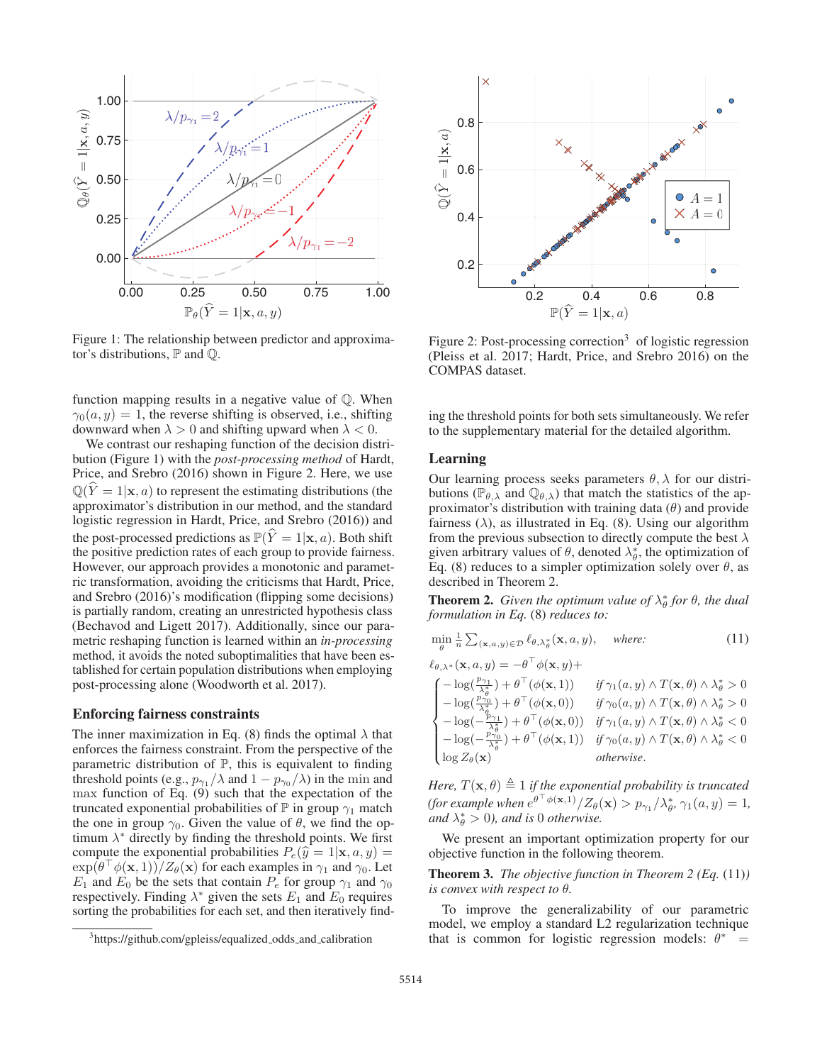Figure 1: The relationship between predictor and approximator's distributions, $\mathbb{P}$ and $\mathbb{Q}$.

Figure 2: Post-processing correction[3] of logistic regression (Pleiss et al. 2017; Hardt, Price, and Srebro 2016) on the COMPAS dataset.

function mapping results in a negative value of $\mathbb{Q}$. When $\gamma_0(a, y) = 1$, the reverse shifting is observed, i.e., shifting downward when $\lambda > 0$ and shifting upward when $\lambda < 0$.

We contrast our reshaping function of the decision distribution (Figure 1) with the *post-processing method* of Hardt, Price, and Srebro (2016) shown in Figure 2. Here, we use $\mathbb{Q}(\widehat{Y} = 1|\mathbf{x}, a)$ to represent the estimating distributions (the approximator's distribution in our method, and the standard logistic regression in Hardt, Price, and Srebro (2016)) and the post-processed predictions as $\mathbb{P}(\widehat{Y} = 1|\mathbf{x}, a)$. Both shift the positive prediction rates of each group to provide fairness. However, our approach provides a monotonic and parametric transformation, avoiding the criticisms that Hardt, Price, and Srebro (2016)'s modification (flipping some decisions) is partially random, creating an unrestricted hypothesis class (Bechavod and Ligett 2017). Additionally, since our parametric reshaping function is learned within an *in-processing* method, it avoids the noted suboptimalities that have been established for certain population distributions when employing post-processing alone (Woodworth et al. 2017).

### Enforcing fairness constraints

The inner maximization in Eq. (8) finds the optimal $\lambda$ that enforces the fairness constraint. From the perspective of the parametric distribution of $\mathbb{P}$, this is equivalent to finding threshold points (e.g., $p_{\gamma_1}/\lambda$ and $1 - p_{\gamma_0}/\lambda$) in the min and max function of Eq. (9) such that the expectation of the truncated exponential probabilities of $\mathbb{P}$ in group $\gamma_1$ match the one in group $\gamma_0$. Given the value of $\theta$, we find the optimum $\lambda^*$ directly by finding the threshold points. We first compute the exponential probabilities $P_e(\widehat{y} = 1|\mathbf{x}, a, y) = \exp(\theta^\top \phi(\mathbf{x}, 1))/Z_\theta(\mathbf{x})$ for each examples in $\gamma_1$ and $\gamma_0$. Let $E_1$ and $E_0$ be the sets that contain $P_e$ for group $\gamma_1$ and $\gamma_0$ respectively. Finding $\lambda^*$ given the sets $E_1$ and $E_0$ requires sorting the probabilities for each set, and then iteratively finding the threshold points for both sets simultaneously. We refer to the supplementary material for the detailed algorithm.

### Learning

Our learning process seeks parameters $\theta, \lambda$ for our distributions ($\mathbb{P}_{\theta,\lambda}$ and $\mathbb{Q}_{\theta,\lambda}$) that match the statistics of the approximator's distribution with training data ($\theta$) and provide fairness ($\lambda$), as illustrated in Eq. (8). Using our algorithm from the previous subsection to directly compute the best $\lambda$ given arbitrary values of $\theta$, denoted $\lambda_\theta^*$, the optimization of Eq. (8) reduces to a simpler optimization solely over $\theta$, as described in Theorem 2.

**Theorem 2.** *Given the optimum value of $\lambda_\theta^*$ for $\theta$, the dual formulation in Eq. (8) reduces to:*

$$\min_\theta \tfrac{1}{n} \textstyle\sum_{(\mathbf{x},a,y)\in\mathcal{D}} \ell_{\theta,\lambda_\theta^*}(\mathbf{x}, a, y), \quad \textit{where:} \tag{11}$$

$$\ell_{\theta,\lambda^*}(\mathbf{x}, a, y) = -\theta^\top \phi(\mathbf{x}, y) + \begin{cases} -\log(\frac{p_{\gamma_1}}{\lambda_\theta^*}) + \theta^\top(\phi(\mathbf{x}, 1)) & \textit{if } \gamma_1(a, y) \wedge T(\mathbf{x}, \theta) \wedge \lambda_\theta^* > 0 \\ -\log(\frac{p_{\gamma_0}}{\lambda_\theta^*}) + \theta^\top(\phi(\mathbf{x}, 0)) & \textit{if } \gamma_0(a, y) \wedge T(\mathbf{x}, \theta) \wedge \lambda_\theta^* > 0 \\ -\log(-\frac{p_{\gamma_1}}{\lambda_\theta^*}) + \theta^\top(\phi(\mathbf{x}, 0)) & \textit{if } \gamma_1(a, y) \wedge T(\mathbf{x}, \theta) \wedge \lambda_\theta^* < 0 \\ -\log(-\frac{p_{\gamma_0}}{\lambda_\theta^*}) + \theta^\top(\phi(\mathbf{x}, 1)) & \textit{if } \gamma_0(a, y) \wedge T(\mathbf{x}, \theta) \wedge \lambda_\theta^* < 0 \\ \log Z_\theta(\mathbf{x}) & \textit{otherwise.} \end{cases}$$

*Here, $T(\mathbf{x}, \theta) \triangleq 1$ if the exponential probability is truncated (for example when $e^{\theta^\top \phi(\mathbf{x},1)}/Z_\theta(\mathbf{x}) > p_{\gamma_1}/\lambda_\theta^*$, $\gamma_1(a, y) = 1$, and $\lambda_\theta^* > 0$), and is 0 otherwise.*

We present an important optimization property for our objective function in the following theorem.

**Theorem 3.** *The objective function in Theorem 2 (Eq. (11)) is convex with respect to $\theta$.*

To improve the generalizability of our parametric model, we employ a standard L2 regularization technique that is common for logistic regression models: $\theta^* =$

[3]https://github.com/gpleiss/equalized_odds_and_calibration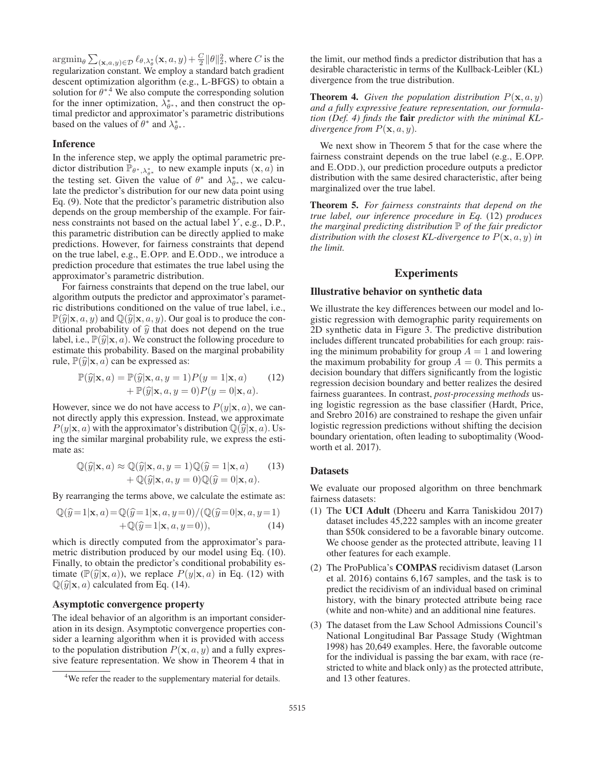$\text{argmin}_\theta \sum_{(\mathbf{x},a,y)\in\mathcal{D}} \ell_{\theta,\lambda^*_\theta}(\mathbf{x},a,y) + \frac{C}{2}\|\theta\|_2^2$, where $C$ is the regularization constant. We employ a standard batch gradient descent optimization algorithm (e.g., L-BFGS) to obtain a solution for $\theta^*$.[4] We also compute the corresponding solution for the inner optimization, $\lambda^*_{\theta^*}$, and then construct the optimal predictor and approximator's parametric distributions based on the values of $\theta^*$ and $\lambda^*_{\theta^*}$.

## Inference

In the inference step, we apply the optimal parametric predictor distribution $\mathbb{P}_{\theta^*,\lambda^*_{\theta^*}}$ to new example inputs $(\mathbf{x}, a)$ in the testing set. Given the value of $\theta^*$ and $\lambda^*_{\theta^*}$, we calculate the predictor's distribution for our new data point using Eq. (9). Note that the predictor's parametric distribution also depends on the group membership of the example. For fairness constraints not based on the actual label $Y$, e.g., D.P., this parametric distribution can be directly applied to make predictions. However, for fairness constraints that depend on the true label, e.g., E.OPP. and E.ODD., we introduce a prediction procedure that estimates the true label using the approximator's parametric distribution.

For fairness constraints that depend on the true label, our algorithm outputs the predictor and approximator's parametric distributions conditioned on the value of true label, i.e., $\mathbb{P}(\widehat{y}|\mathbf{x}, a, y)$ and $\mathbb{Q}(\widehat{y}|\mathbf{x}, a, y)$. Our goal is to produce the conditional probability of $\widehat{y}$ that does not depend on the true label, i.e., $\mathbb{P}(\widehat{y}|\mathbf{x}, a)$. We construct the following procedure to estimate this probability. Based on the marginal probability rule, $\mathbb{P}(\widehat{y}|\mathbf{x}, a)$ can be expressed as:

$$\mathbb{P}(\widehat{y}|\mathbf{x}, a) = \mathbb{P}(\widehat{y}|\mathbf{x}, a, y = 1)P(y = 1|\mathbf{x}, a) + \mathbb{P}(\widehat{y}|\mathbf{x}, a, y = 0)P(y = 0|\mathbf{x}, a). \tag{12}$$

However, since we do not have access to $P(y|\mathbf{x}, a)$, we cannot directly apply this expression. Instead, we approximate $P(y|\mathbf{x}, a)$ with the approximator's distribution $\mathbb{Q}(\widehat{y}|\mathbf{x}, a)$. Using the similar marginal probability rule, we express the estimate as:

$$\mathbb{Q}(\widehat{y}|\mathbf{x}, a) \approx \mathbb{Q}(\widehat{y}|\mathbf{x}, a, y = 1)\mathbb{Q}(\widehat{y} = 1|\mathbf{x}, a) + \mathbb{Q}(\widehat{y}|\mathbf{x}, a, y = 0)\mathbb{Q}(\widehat{y} = 0|\mathbf{x}, a). \tag{13}$$

By rearranging the terms above, we calculate the estimate as:

$$\mathbb{Q}(\widehat{y}{=}1|\mathbf{x}, a) {=} \mathbb{Q}(\widehat{y}{=}1|\mathbf{x}, a, y{=}0)/(\mathbb{Q}(\widehat{y}{=}0|\mathbf{x}, a, y{=}1) + \mathbb{Q}(\widehat{y}{=}1|\mathbf{x}, a, y{=}0)), \tag{14}$$

which is directly computed from the approximator's parametric distribution produced by our model using Eq. (10). Finally, to obtain the predictor's conditional probability estimate ($\mathbb{P}(\widehat{y}|\mathbf{x}, a)$), we replace $P(y|\mathbf{x}, a)$ in Eq. (12) with $\mathbb{Q}(\widehat{y}|\mathbf{x}, a)$ calculated from Eq. (14).

## Asymptotic convergence property

The ideal behavior of an algorithm is an important consideration in its design. Asymptotic convergence properties consider a learning algorithm when it is provided with access to the population distribution $P(\mathbf{x}, a, y)$ and a fully expressive feature representation. We show in Theorem 4 that in the limit, our method finds a predictor distribution that has a desirable characteristic in terms of the Kullback-Leibler (KL) divergence from the true distribution.

**Theorem 4.** *Given the population distribution $P(\mathbf{x}, a, y)$ and a fully expressive feature representation, our formulation (Def. 4) finds the* **fair** *predictor with the minimal KL-divergence from $P(\mathbf{x}, a, y)$.*

We next show in Theorem 5 that for the case where the fairness constraint depends on the true label (e.g., E.OPP. and E.ODD.), our prediction procedure outputs a predictor distribution with the same desired characteristic, after being marginalized over the true label.

**Theorem 5.** *For fairness constraints that depend on the true label, our inference procedure in Eq.* (12) *produces the marginal predicting distribution $\mathbb{P}$ of the fair predictor distribution with the closest KL-divergence to $P(\mathbf{x}, a, y)$ in the limit.*

# Experiments

## Illustrative behavior on synthetic data

We illustrate the key differences between our model and logistic regression with demographic parity requirements on 2D synthetic data in Figure 3. The predictive distribution includes different truncated probabilities for each group: raising the minimum probability for group $A = 1$ and lowering the maximum probability for group $A = 0$. This permits a decision boundary that differs significantly from the logistic regression decision boundary and better realizes the desired fairness guarantees. In contrast, *post-processing methods* using logistic regression as the base classifier (Hardt, Price, and Srebro 2016) are constrained to reshape the given unfair logistic regression predictions without shifting the decision boundary orientation, often leading to suboptimality (Woodworth et al. 2017).

## Datasets

We evaluate our proposed algorithm on three benchmark fairness datasets:

1. The **UCI Adult** (Dheeru and Karra Taniskidou 2017) dataset includes 45,222 samples with an income greater than \$50k considered to be a favorable binary outcome. We choose gender as the protected attribute, leaving 11 other features for each example.
2. The ProPublica's **COMPAS** recidivism dataset (Larson et al. 2016) contains 6,167 samples, and the task is to predict the recidivism of an individual based on criminal history, with the binary protected attribute being race (white and non-white) and an additional nine features.
3. The dataset from the Law School Admissions Council's National Longitudinal Bar Passage Study (Wightman 1998) has 20,649 examples. Here, the favorable outcome for the individual is passing the bar exam, with race (restricted to white and black only) as the protected attribute, and 13 other features.

[4] We refer the reader to the supplementary material for details.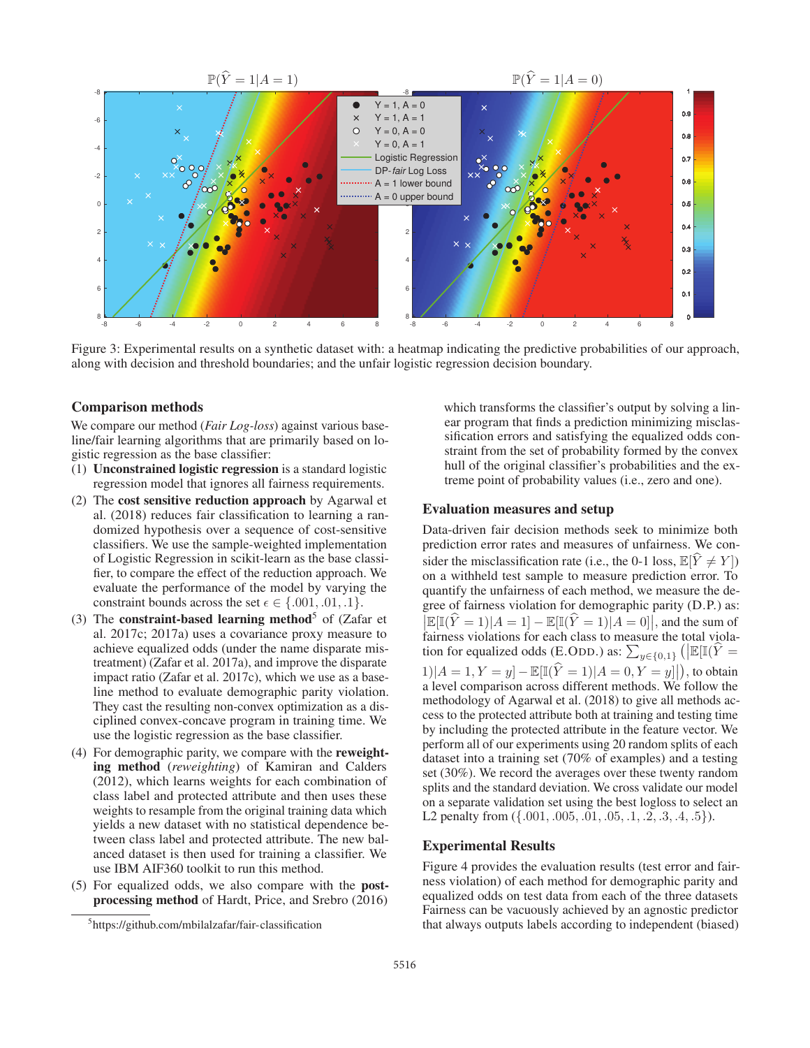Figure 3: Experimental results on a synthetic dataset with: a heatmap indicating the predictive probabilities of our approach, along with decision and threshold boundaries; and the unfair logistic regression decision boundary.

## Comparison methods

We compare our method (*Fair Log-loss*) against various baseline/fair learning algorithms that are primarily based on logistic regression as the base classifier:

(1) **Unconstrained logistic regression** is a standard logistic regression model that ignores all fairness requirements.

(2) The **cost sensitive reduction approach** by Agarwal et al. (2018) reduces fair classification to learning a randomized hypothesis over a sequence of cost-sensitive classifiers. We use the sample-weighted implementation of Logistic Regression in scikit-learn as the base classifier, to compare the effect of the reduction approach. We evaluate the performance of the model by varying the constraint bounds across the set $\epsilon \in \{.001, .01, .1\}$.

(3) The **constraint-based learning method**[5] of (Zafar et al. 2017c; 2017a) uses a covariance proxy measure to achieve equalized odds (under the name disparate mistreatment) (Zafar et al. 2017a), and improve the disparate impact ratio (Zafar et al. 2017c), which we use as a baseline method to evaluate demographic parity violation. They cast the resulting non-convex optimization as a disciplined convex-concave program in training time. We use the logistic regression as the base classifier.

(4) For demographic parity, we compare with the **reweighting method** (*reweighting*) of Kamiran and Calders (2012), which learns weights for each combination of class label and protected attribute and then uses these weights to resample from the original training data which yields a new dataset with no statistical dependence between class label and protected attribute. The new balanced dataset is then used for training a classifier. We use IBM AIF360 toolkit to run this method.

(5) For equalized odds, we also compare with the **post-processing method** of Hardt, Price, and Srebro (2016) which transforms the classifier's output by solving a linear program that finds a prediction minimizing misclassification errors and satisfying the equalized odds constraint from the set of probability formed by the convex hull of the original classifier's probabilities and the extreme point of probability values (i.e., zero and one).

[5] https://github.com/mbilalzafar/fair-classification

## Evaluation measures and setup

Data-driven fair decision methods seek to minimize both prediction error rates and measures of unfairness. We consider the misclassification rate (i.e., the 0-1 loss, $\mathbb{E}[\widehat{Y} \neq Y]$) on a withheld test sample to measure prediction error. To quantify the unfairness of each method, we measure the degree of fairness violation for demographic parity (D.P.) as: $\left|\mathbb{E}[\mathbb{I}(\widehat{Y}=1)|A=1] - \mathbb{E}[\mathbb{I}(\widehat{Y}=1)|A=0]\right|$, and the sum of fairness violations for each class to measure the total violation for equalized odds (E.ODD.) as: $\sum_{y \in \{0,1\}} \left(\left|\mathbb{E}[\mathbb{I}(\widehat{Y}=1)|A=1, Y=y] - \mathbb{E}[\mathbb{I}(\widehat{Y}=1)|A=0, Y=y]\right|\right)$, to obtain a level comparison across different methods. We follow the methodology of Agarwal et al. (2018) to give all methods access to the protected attribute both at training and testing time by including the protected attribute in the feature vector. We perform all of our experiments using 20 random splits of each dataset into a training set (70% of examples) and a testing set (30%). We record the averages over these twenty random splits and the standard deviation. We cross validate our model on a separate validation set using the best logloss to select an L2 penalty from $(\{.001, .005, .01, .05, .1, .2, .3, .4, .5\})$.

## Experimental Results

Figure 4 provides the evaluation results (test error and fairness violation) of each method for demographic parity and equalized odds on test data from each of the three datasets Fairness can be vacuously achieved by an agnostic predictor that always outputs labels according to independent (biased)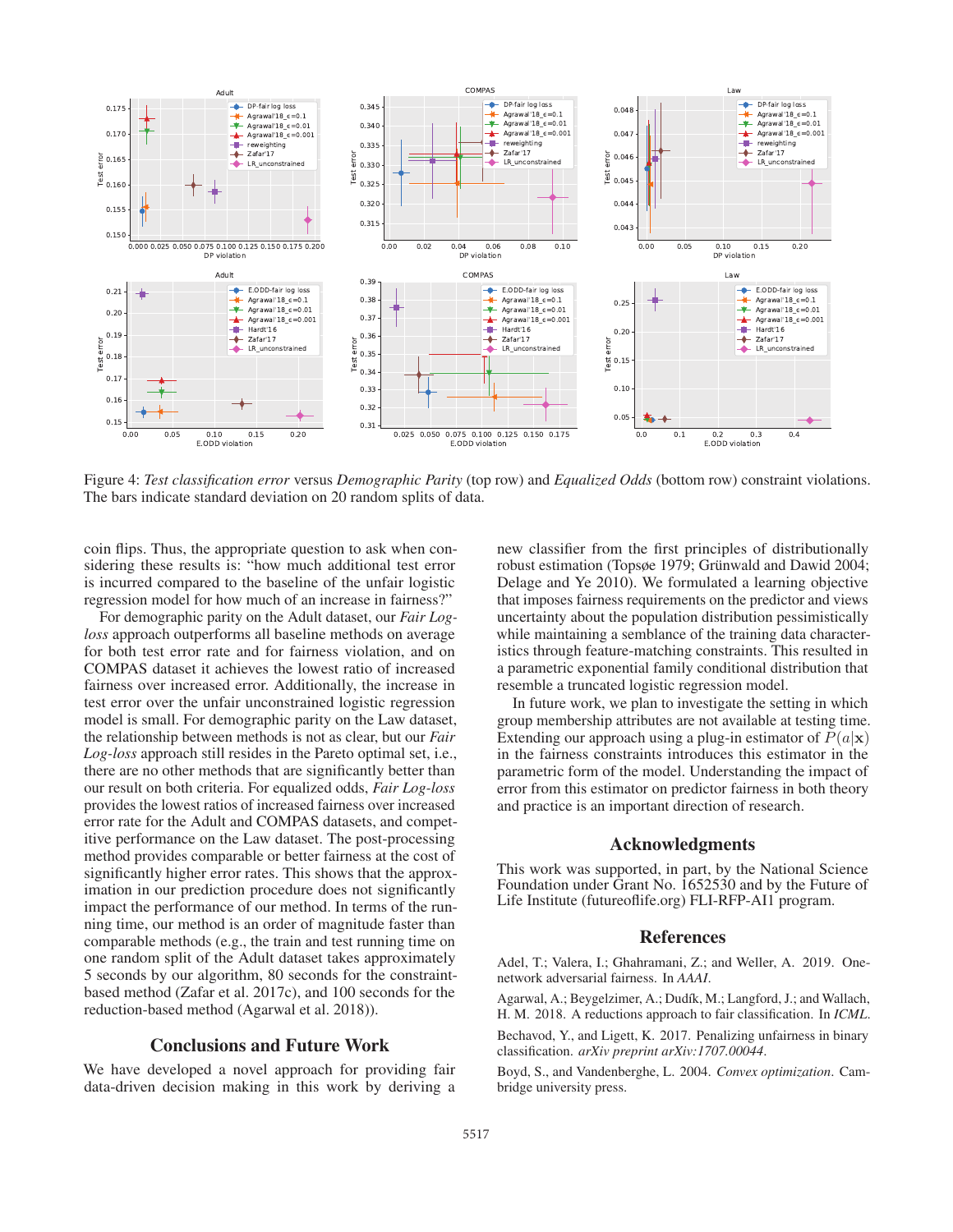Figure 4: *Test classification error* versus *Demographic Parity* (top row) and *Equalized Odds* (bottom row) constraint violations. The bars indicate standard deviation on 20 random splits of data.

coin flips. Thus, the appropriate question to ask when considering these results is: "how much additional test error is incurred compared to the baseline of the unfair logistic regression model for how much of an increase in fairness?"

For demographic parity on the Adult dataset, our *Fair Log-loss* approach outperforms all baseline methods on average for both test error rate and for fairness violation, and on COMPAS dataset it achieves the lowest ratio of increased fairness over increased error. Additionally, the increase in test error over the unfair unconstrained logistic regression model is small. For demographic parity on the Law dataset, the relationship between methods is not as clear, but our *Fair Log-loss* approach still resides in the Pareto optimal set, i.e., there are no other methods that are significantly better than our result on both criteria. For equalized odds, *Fair Log-loss* provides the lowest ratios of increased fairness over increased error rate for the Adult and COMPAS datasets, and competitive performance on the Law dataset. The post-processing method provides comparable or better fairness at the cost of significantly higher error rates. This shows that the approximation in our prediction procedure does not significantly impact the performance of our method. In terms of the running time, our method is an order of magnitude faster than comparable methods (e.g., the train and test running time on one random split of the Adult dataset takes approximately 5 seconds by our algorithm, 80 seconds for the constraint-based method (Zafar et al. 2017c), and 100 seconds for the reduction-based method (Agarwal et al. 2018)).

## Conclusions and Future Work

We have developed a novel approach for providing fair data-driven decision making in this work by deriving a new classifier from the first principles of distributionally robust estimation (Topsøe 1979; Grünwald and Dawid 2004; Delage and Ye 2010). We formulated a learning objective that imposes fairness requirements on the predictor and views uncertainty about the population distribution pessimistically while maintaining a semblance of the training data characteristics through feature-matching constraints. This resulted in a parametric exponential family conditional distribution that resemble a truncated logistic regression model.

In future work, we plan to investigate the setting in which group membership attributes are not available at testing time. Extending our approach using a plug-in estimator of $P(a|\mathbf{x})$ in the fairness constraints introduces this estimator in the parametric form of the model. Understanding the impact of error from this estimator on predictor fairness in both theory and practice is an important direction of research.

## Acknowledgments

This work was supported, in part, by the National Science Foundation under Grant No. 1652530 and by the Future of Life Institute (futureoflife.org) FLI-RFP-AI1 program.

## References

Adel, T.; Valera, I.; Ghahramani, Z.; and Weller, A. 2019. One-network adversarial fairness. In *AAAI*.

Agarwal, A.; Beygelzimer, A.; Dudík, M.; Langford, J.; and Wallach, H. M. 2018. A reductions approach to fair classification. In *ICML*.

Bechavod, Y., and Ligett, K. 2017. Penalizing unfairness in binary classification. *arXiv preprint arXiv:1707.00044*.

Boyd, S., and Vandenberghe, L. 2004. *Convex optimization*. Cambridge university press.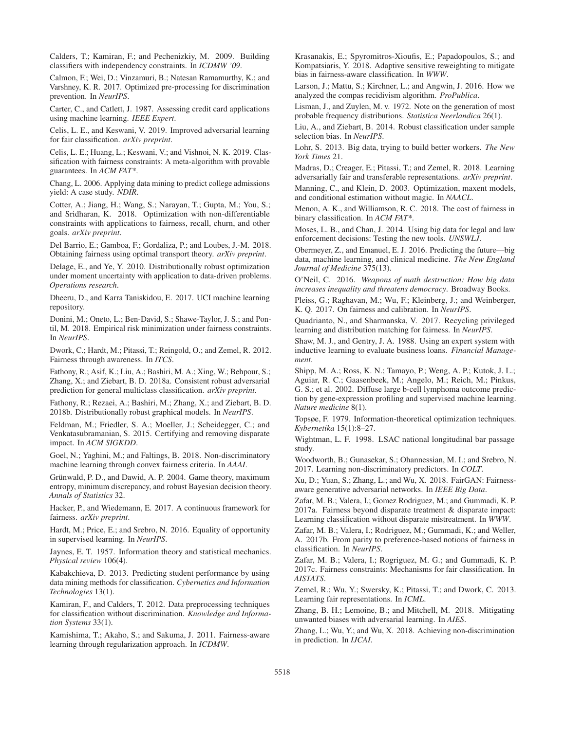Calders, T.; Kamiran, F.; and Pechenizkiy, M. 2009. Building classifiers with independency constraints. In *ICDMW '09*.

Calmon, F.; Wei, D.; Vinzamuri, B.; Natesan Ramamurthy, K.; and Varshney, K. R. 2017. Optimized pre-processing for discrimination prevention. In *NeurIPS*.

Carter, C., and Catlett, J. 1987. Assessing credit card applications using machine learning. *IEEE Expert*.

Celis, L. E., and Keswani, V. 2019. Improved adversarial learning for fair classification. *arXiv preprint*.

Celis, L. E.; Huang, L.; Keswani, V.; and Vishnoi, N. K. 2019. Classification with fairness constraints: A meta-algorithm with provable guarantees. In *ACM FAT\**.

Chang, L. 2006. Applying data mining to predict college admissions yield: A case study. *NDIR*.

Cotter, A.; Jiang, H.; Wang, S.; Narayan, T.; Gupta, M.; You, S.; and Sridharan, K. 2018. Optimization with non-differentiable constraints with applications to fairness, recall, churn, and other goals. *arXiv preprint*.

Del Barrio, E.; Gamboa, F.; Gordaliza, P.; and Loubes, J.-M. 2018. Obtaining fairness using optimal transport theory. *arXiv preprint*.

Delage, E., and Ye, Y. 2010. Distributionally robust optimization under moment uncertainty with application to data-driven problems. *Operations research*.

Dheeru, D., and Karra Taniskidou, E. 2017. UCI machine learning repository.

Donini, M.; Oneto, L.; Ben-David, S.; Shawe-Taylor, J. S.; and Pontil, M. 2018. Empirical risk minimization under fairness constraints. In *NeurIPS*.

Dwork, C.; Hardt, M.; Pitassi, T.; Reingold, O.; and Zemel, R. 2012. Fairness through awareness. In *ITCS*.

Fathony, R.; Asif, K.; Liu, A.; Bashiri, M. A.; Xing, W.; Behpour, S.; Zhang, X.; and Ziebart, B. D. 2018a. Consistent robust adversarial prediction for general multiclass classification. *arXiv preprint*.

Fathony, R.; Rezaei, A.; Bashiri, M.; Zhang, X.; and Ziebart, B. D. 2018b. Distributionally robust graphical models. In *NeurIPS*.

Feldman, M.; Friedler, S. A.; Moeller, J.; Scheidegger, C.; and Venkatasubramanian, S. 2015. Certifying and removing disparate impact. In *ACM SIGKDD*.

Goel, N.; Yaghini, M.; and Faltings, B. 2018. Non-discriminatory machine learning through convex fairness criteria. In *AAAI*.

Grünwald, P. D., and Dawid, A. P. 2004. Game theory, maximum entropy, minimum discrepancy, and robust Bayesian decision theory. *Annals of Statistics* 32.

Hacker, P., and Wiedemann, E. 2017. A continuous framework for fairness. *arXiv preprint*.

Hardt, M.; Price, E.; and Srebro, N. 2016. Equality of opportunity in supervised learning. In *NeurIPS*.

Jaynes, E. T. 1957. Information theory and statistical mechanics. *Physical review* 106(4).

Kabakchieva, D. 2013. Predicting student performance by using data mining methods for classification. *Cybernetics and Information Technologies* 13(1).

Kamiran, F., and Calders, T. 2012. Data preprocessing techniques for classification without discrimination. *Knowledge and Information Systems* 33(1).

Kamishima, T.; Akaho, S.; and Sakuma, J. 2011. Fairness-aware learning through regularization approach. In *ICDMW*.

Krasanakis, E.; Spyromitros-Xioufis, E.; Papadopoulos, S.; and Kompatsiaris, Y. 2018. Adaptive sensitive reweighting to mitigate bias in fairness-aware classification. In *WWW*.

Larson, J.; Mattu, S.; Kirchner, L.; and Angwin, J. 2016. How we analyzed the compas recidivism algorithm. *ProPublica*.

Lisman, J., and Zuylen, M. v. 1972. Note on the generation of most probable frequency distributions. *Statistica Neerlandica* 26(1).

Liu, A., and Ziebart, B. 2014. Robust classification under sample selection bias. In *NeurIPS*.

Lohr, S. 2013. Big data, trying to build better workers. *The New York Times* 21.

Madras, D.; Creager, E.; Pitassi, T.; and Zemel, R. 2018. Learning adversarially fair and transferable representations. *arXiv preprint*.

Manning, C., and Klein, D. 2003. Optimization, maxent models, and conditional estimation without magic. In *NAACL*.

Menon, A. K., and Williamson, R. C. 2018. The cost of fairness in binary classification. In *ACM FAT\**.

Moses, L. B., and Chan, J. 2014. Using big data for legal and law enforcement decisions: Testing the new tools. *UNSWLJ*.

Obermeyer, Z., and Emanuel, E. J. 2016. Predicting the future—big data, machine learning, and clinical medicine. *The New England Journal of Medicine* 375(13).

O'Neil, C. 2016. *Weapons of math destruction: How big data increases inequality and threatens democracy*. Broadway Books.

Pleiss, G.; Raghavan, M.; Wu, F.; Kleinberg, J.; and Weinberger, K. Q. 2017. On fairness and calibration. In *NeurIPS*.

Quadrianto, N., and Sharmanska, V. 2017. Recycling privileged learning and distribution matching for fairness. In *NeurIPS*.

Shaw, M. J., and Gentry, J. A. 1988. Using an expert system with inductive learning to evaluate business loans. *Financial Management*.

Shipp, M. A.; Ross, K. N.; Tamayo, P.; Weng, A. P.; Kutok, J. L.; Aguiar, R. C.; Gaasenbeek, M.; Angelo, M.; Reich, M.; Pinkus, G. S.; et al. 2002. Diffuse large b-cell lymphoma outcome prediction by gene-expression profiling and supervised machine learning. *Nature medicine* 8(1).

Topsøe, F. 1979. Information-theoretical optimization techniques. *Kybernetika* 15(1):8–27.

Wightman, L. F. 1998. LSAC national longitudinal bar passage study.

Woodworth, B.; Gunasekar, S.; Ohannessian, M. I.; and Srebro, N. 2017. Learning non-discriminatory predictors. In *COLT*.

Xu, D.; Yuan, S.; Zhang, L.; and Wu, X. 2018. FairGAN: Fairness-aware generative adversarial networks. In *IEEE Big Data*.

Zafar, M. B.; Valera, I.; Gomez Rodriguez, M.; and Gummadi, K. P. 2017a. Fairness beyond disparate treatment & disparate impact: Learning classification without disparate mistreatment. In *WWW*.

Zafar, M. B.; Valera, I.; Rodriguez, M.; Gummadi, K.; and Weller, A. 2017b. From parity to preference-based notions of fairness in classification. In *NeurIPS*.

Zafar, M. B.; Valera, I.; Rogriguez, M. G.; and Gummadi, K. P. 2017c. Fairness constraints: Mechanisms for fair classification. In *AISTATS*.

Zemel, R.; Wu, Y.; Swersky, K.; Pitassi, T.; and Dwork, C. 2013. Learning fair representations. In *ICML*.

Zhang, B. H.; Lemoine, B.; and Mitchell, M. 2018. Mitigating unwanted biases with adversarial learning. In *AIES*.

Zhang, L.; Wu, Y.; and Wu, X. 2018. Achieving non-discrimination in prediction. In *IJCAI*.